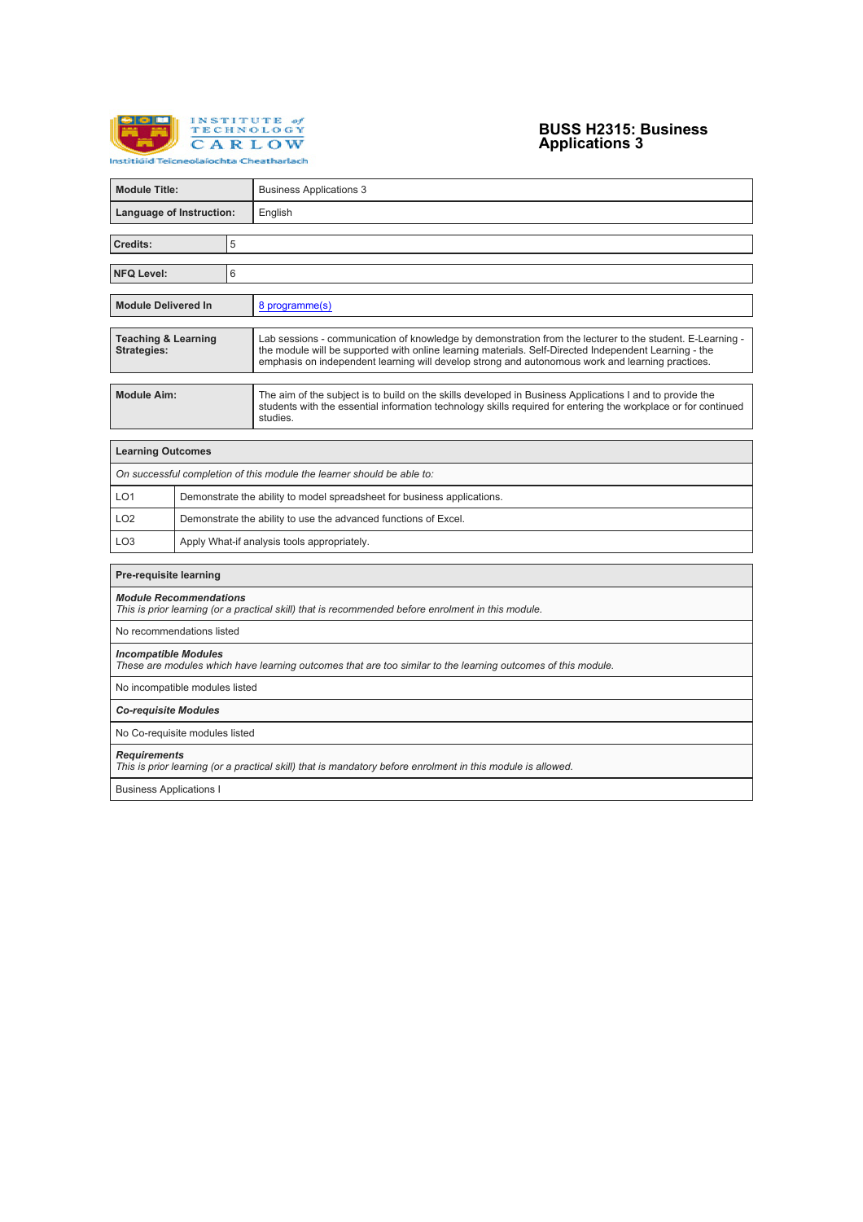Institute of Technology Carlow
Institiúid Teicneolaíochta Cheatharlach

# BUSS H2315: Business Applications 3

| | |
|---|---|
| **Module Title:** | Business Applications 3 |
| **Language of Instruction:** | English |

| | |
|---|---|
| **Credits:** | 5 |

| | |
|---|---|
| **NFQ Level:** | 6 |

| | |
|---|---|
| **Module Delivered In** | 8 programme(s) |

| | |
|---|---|
| **Teaching & Learning Strategies:** | Lab sessions - communication of knowledge by demonstration from the lecturer to the student. E-Learning - the module will be supported with online learning materials. Self-Directed Independent Learning - the emphasis on independent learning will develop strong and autonomous work and learning practices. |

| | |
|---|---|
| **Module Aim:** | The aim of the subject is to build on the skills developed in Business Applications I and to provide the students with the essential information technology skills required for entering the workplace or for continued studies. |

| **Learning Outcomes** | |
|---|---|
| *On successful completion of this module the learner should be able to:* | |
| LO1 | Demonstrate the ability to model spreadsheet for business applications. |
| LO2 | Demonstrate the ability to use the advanced functions of Excel. |
| LO3 | Apply What-if analysis tools appropriately. |

| **Pre-requisite learning** |
|---|
| ***Module Recommendations***<br>*This is prior learning (or a practical skill) that is recommended before enrolment in this module.* |
| No recommendations listed |
| ***Incompatible Modules***<br>*These are modules which have learning outcomes that are too similar to the learning outcomes of this module.* |
| No incompatible modules listed |
| ***Co-requisite Modules*** |
| No Co-requisite modules listed |
| ***Requirements***<br>*This is prior learning (or a practical skill) that is mandatory before enrolment in this module is allowed.* |
| Business Applications I |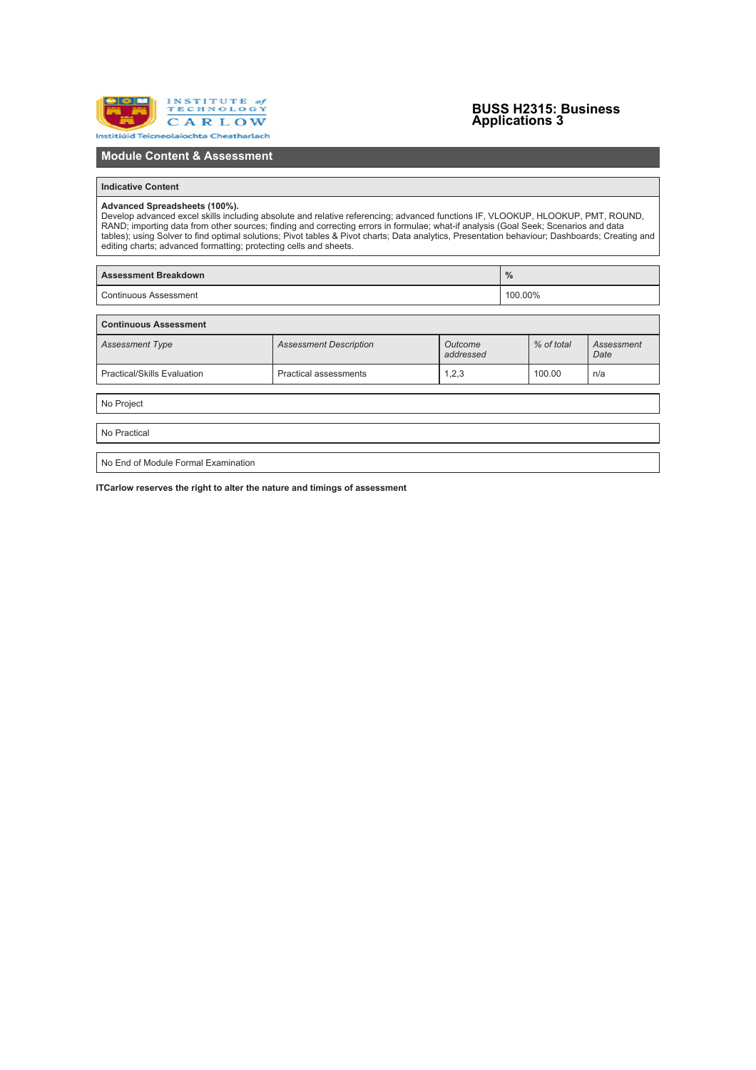# BUSS H2315: Business Applications 3

## Module Content & Assessment

| Indicative Content |
|---|
| **Advanced Spreadsheets (100%).** Develop advanced excel skills including absolute and relative referencing; advanced functions IF, VLOOKUP, HLOOKUP, PMT, ROUND, RAND; importing data from other sources; finding and correcting errors in formulae; what-if analysis (Goal Seek; Scenarios and data tables); using Solver to find optimal solutions; Pivot tables & Pivot charts; Data analytics, Presentation behaviour; Dashboards; Creating and editing charts; advanced formatting; protecting cells and sheets. |

| Assessment Breakdown | % |
|---|---|
| Continuous Assessment | 100.00% |

**Continuous Assessment**

| *Assessment Type* | *Assessment Description* | *Outcome addressed* | *% of total* | *Assessment Date* |
|---|---|---|---|---|
| Practical/Skills Evaluation | Practical assessments | 1,2,3 | 100.00 | n/a |

No Project

No Practical

No End of Module Formal Examination

**ITCarlow reserves the right to alter the nature and timings of assessment**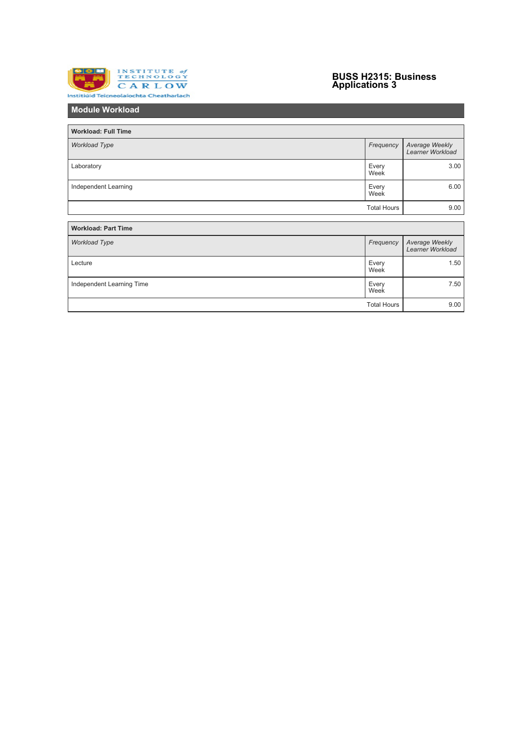# BUSS H2315: Business Applications 3

## Module Workload

| Workload: Full Time | | |
|---|---|---|
| *Workload Type* | *Frequency* | *Average Weekly Learner Workload* |
| Laboratory | Every Week | 3.00 |
| Independent Learning | Every Week | 6.00 |
| | Total Hours | 9.00 |

| Workload: Part Time | | |
|---|---|---|
| *Workload Type* | *Frequency* | *Average Weekly Learner Workload* |
| Lecture | Every Week | 1.50 |
| Independent Learning Time | Every Week | 7.50 |
| | Total Hours | 9.00 |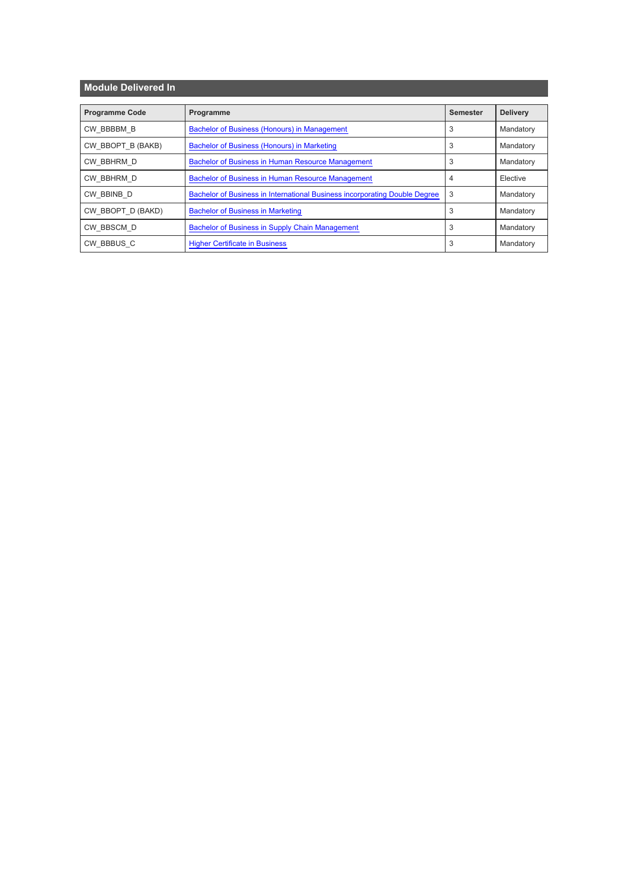## Module Delivered In

| Programme Code | Programme | Semester | Delivery |
|---|---|---|---|
| CW_BBBBM_B | Bachelor of Business (Honours) in Management | 3 | Mandatory |
| CW_BBOPT_B (BAKB) | Bachelor of Business (Honours) in Marketing | 3 | Mandatory |
| CW_BBHRM_D | Bachelor of Business in Human Resource Management | 3 | Mandatory |
| CW_BBHRM_D | Bachelor of Business in Human Resource Management | 4 | Elective |
| CW_BBINB_D | Bachelor of Business in International Business incorporating Double Degree | 3 | Mandatory |
| CW_BBOPT_D (BAKD) | Bachelor of Business in Marketing | 3 | Mandatory |
| CW_BBSCM_D | Bachelor of Business in Supply Chain Management | 3 | Mandatory |
| CW_BBBUS_C | Higher Certificate in Business | 3 | Mandatory |